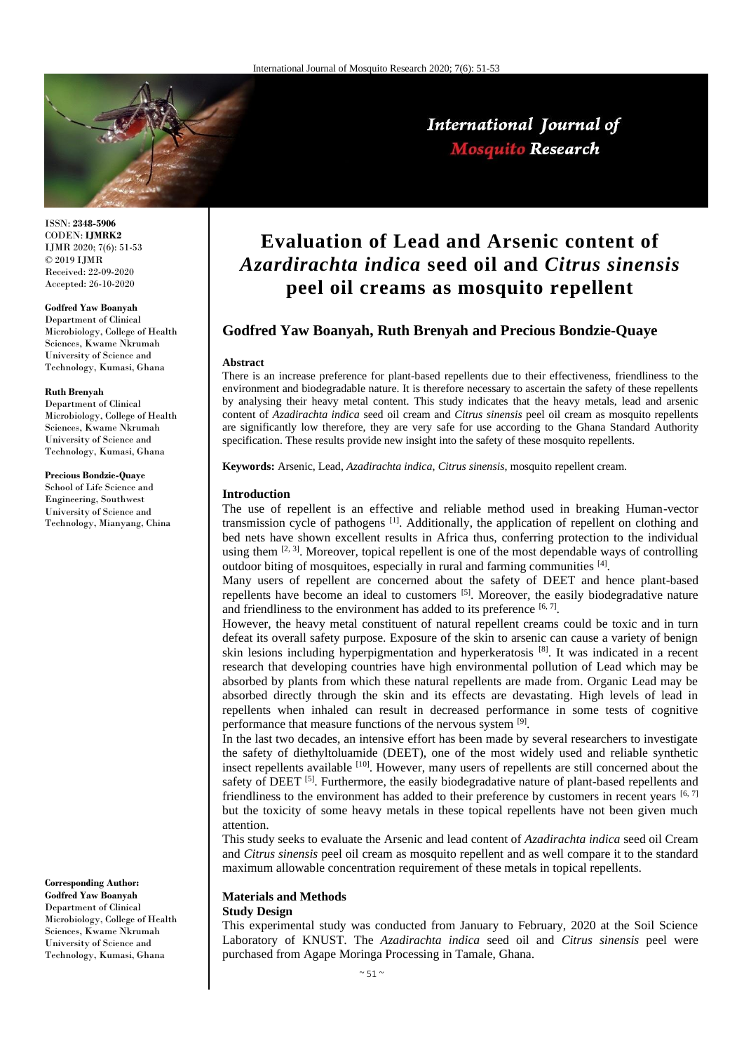ISSN: **2348-5906**
CODEN: **IJMRK2**
IJMR 2020; 7(6): 51-53
© 2019 IJMR
Received: 22-09-2020
Accepted: 26-10-2020

**Godfred Yaw Boanyah**
Department of Clinical Microbiology, College of Health Sciences, Kwame Nkrumah University of Science and Technology, Kumasi, Ghana

**Ruth Brenyah**
Department of Clinical Microbiology, College of Health Sciences, Kwame Nkrumah University of Science and Technology, Kumasi, Ghana

**Precious Bondzie-Quaye**
School of Life Science and Engineering, Southwest University of Science and Technology, Mianyang, China

**Corresponding Author:**
**Godfred Yaw Boanyah**
Department of Clinical Microbiology, College of Health Sciences, Kwame Nkrumah University of Science and Technology, Kumasi, Ghana

# Evaluation of Lead and Arsenic content of *Azardirachta indica* seed oil and *Citrus sinensis* peel oil creams as mosquito repellent

## Godfred Yaw Boanyah, Ruth Brenyah and Precious Bondzie-Quaye

### Abstract

There is an increase preference for plant-based repellents due to their effectiveness, friendliness to the environment and biodegradable nature. It is therefore necessary to ascertain the safety of these repellents by analysing their heavy metal content. This study indicates that the heavy metals, lead and arsenic content of *Azadirachta indica* seed oil cream and *Citrus sinensis* peel oil cream as mosquito repellents are significantly low therefore, they are very safe for use according to the Ghana Standard Authority specification. These results provide new insight into the safety of these mosquito repellents.

**Keywords:** Arsenic, Lead, *Azadirachta indica*, *Citrus sinensis*, mosquito repellent cream.

### Introduction

The use of repellent is an effective and reliable method used in breaking Human-vector transmission cycle of pathogens [1]. Additionally, the application of repellent on clothing and bed nets have shown excellent results in Africa thus, conferring protection to the individual using them [2, 3]. Moreover, topical repellent is one of the most dependable ways of controlling outdoor biting of mosquitoes, especially in rural and farming communities [4].

Many users of repellent are concerned about the safety of DEET and hence plant-based repellents have become an ideal to customers [5]. Moreover, the easily biodegradative nature and friendliness to the environment has added to its preference [6, 7].

However, the heavy metal constituent of natural repellent creams could be toxic and in turn defeat its overall safety purpose. Exposure of the skin to arsenic can cause a variety of benign skin lesions including hyperpigmentation and hyperkeratosis [8]. It was indicated in a recent research that developing countries have high environmental pollution of Lead which may be absorbed by plants from which these natural repellents are made from. Organic Lead may be absorbed directly through the skin and its effects are devastating. High levels of lead in repellents when inhaled can result in decreased performance in some tests of cognitive performance that measure functions of the nervous system [9].

In the last two decades, an intensive effort has been made by several researchers to investigate the safety of diethyltoluamide (DEET), one of the most widely used and reliable synthetic insect repellents available [10]. However, many users of repellents are still concerned about the safety of DEET [5]. Furthermore, the easily biodegradative nature of plant-based repellents and friendliness to the environment has added to their preference by customers in recent years [6, 7] but the toxicity of some heavy metals in these topical repellents have not been given much attention.

This study seeks to evaluate the Arsenic and lead content of *Azadirachta indica* seed oil Cream and *Citrus sinensis* peel oil cream as mosquito repellent and as well compare it to the standard maximum allowable concentration requirement of these metals in topical repellents.

### Materials and Methods

#### Study Design

This experimental study was conducted from January to February, 2020 at the Soil Science Laboratory of KNUST. The *Azadirachta indica* seed oil and *Citrus sinensis* peel were purchased from Agape Moringa Processing in Tamale, Ghana.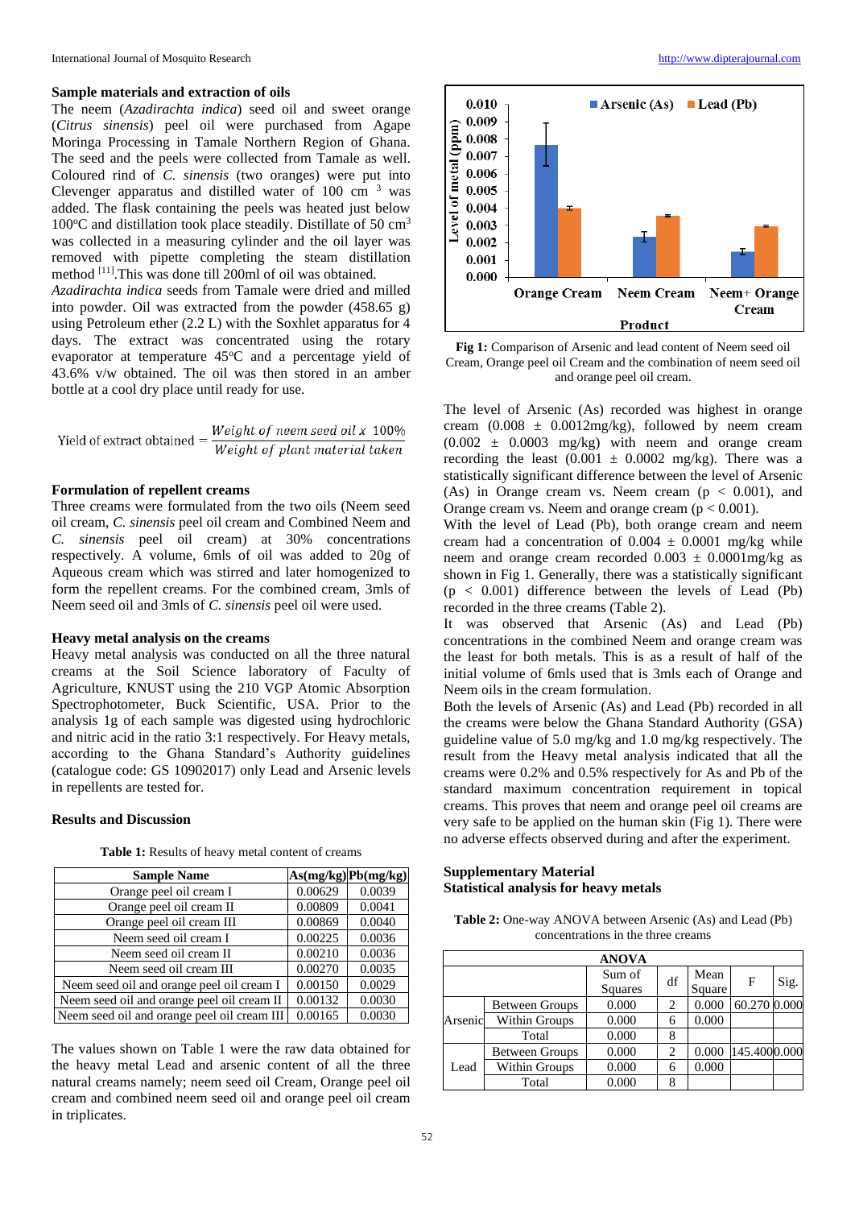### Sample materials and extraction of oils

The neem (*Azadirachta indica*) seed oil and sweet orange (*Citrus sinensis*) peel oil were purchased from Agape Moringa Processing in Tamale Northern Region of Ghana. The seed and the peels were collected from Tamale as well. Coloured rind of *C. sinensis* (two oranges) were put into Clevenger apparatus and distilled water of 100 cm $^{3}$ was added. The flask containing the peels was heated just below 100°C and distillation took place steadily. Distillate of 50 cm$^{3}$ was collected in a measuring cylinder and the oil layer was removed with pipette completing the steam distillation method [11].This was done till 200ml of oil was obtained.

*Azadirachta indica* seeds from Tamale were dried and milled into powder. Oil was extracted from the powder (458.65 g) using Petroleum ether (2.2 L) with the Soxhlet apparatus for 4 days. The extract was concentrated using the rotary evaporator at temperature 45°C and a percentage yield of 43.6% v/w obtained. The oil was then stored in an amber bottle at a cool dry place until ready for use.

$$\text{Yield of extract obtained} = \frac{\text{Weight of neem seed oil} \times 100\%}{\text{Weight of plant material taken}}$$

### Formulation of repellent creams

Three creams were formulated from the two oils (Neem seed oil cream, *C. sinensis* peel oil cream and Combined Neem and *C. sinensis* peel oil cream) at 30% concentrations respectively. A volume, 6mls of oil was added to 20g of Aqueous cream which was stirred and later homogenized to form the repellent creams. For the combined cream, 3mls of Neem seed oil and 3mls of *C. sinensis* peel oil were used.

### Heavy metal analysis on the creams

Heavy metal analysis was conducted on all the three natural creams at the Soil Science laboratory of Faculty of Agriculture, KNUST using the 210 VGP Atomic Absorption Spectrophotometer, Buck Scientific, USA. Prior to the analysis 1g of each sample was digested using hydrochloric and nitric acid in the ratio 3:1 respectively. For Heavy metals, according to the Ghana Standard's Authority guidelines (catalogue code: GS 10902017) only Lead and Arsenic levels in repellents are tested for.

### Results and Discussion

**Table 1:** Results of heavy metal content of creams

| Sample Name | As(mg/kg) | Pb(mg/kg) |
|---|---|---|
| Orange peel oil cream I | 0.00629 | 0.0039 |
| Orange peel oil cream II | 0.00809 | 0.0041 |
| Orange peel oil cream III | 0.00869 | 0.0040 |
| Neem seed oil cream I | 0.00225 | 0.0036 |
| Neem seed oil cream II | 0.00210 | 0.0036 |
| Neem seed oil cream III | 0.00270 | 0.0035 |
| Neem seed oil and orange peel oil cream I | 0.00150 | 0.0029 |
| Neem seed oil and orange peel oil cream II | 0.00132 | 0.0030 |
| Neem seed oil and orange peel oil cream III | 0.00165 | 0.0030 |

The values shown on Table 1 were the raw data obtained for the heavy metal Lead and arsenic content of all the three natural creams namely; neem seed oil Cream, Orange peel oil cream and combined neem seed oil and orange peel oil cream in triplicates.

**Fig 1:** Comparison of Arsenic and lead content of Neem seed oil Cream, Orange peel oil Cream and the combination of neem seed oil and orange peel oil cream.

The level of Arsenic (As) recorded was highest in orange cream (0.008 ± 0.0012mg/kg), followed by neem cream (0.002 ± 0.0003 mg/kg) with neem and orange cream recording the least (0.001 ± 0.0002 mg/kg). There was a statistically significant difference between the level of Arsenic (As) in Orange cream vs. Neem cream ($p < 0.001$), and Orange cream vs. Neem and orange cream ($p < 0.001$).

With the level of Lead (Pb), both orange cream and neem cream had a concentration of 0.004 ± 0.0001 mg/kg while neem and orange cream recorded 0.003 ± 0.0001mg/kg as shown in Fig 1. Generally, there was a statistically significant ($p < 0.001$) difference between the levels of Lead (Pb) recorded in the three creams (Table 2).

It was observed that Arsenic (As) and Lead (Pb) concentrations in the combined Neem and orange cream was the least for both metals. This is as a result of half of the initial volume of 6mls used that is 3mls each of Orange and Neem oils in the cream formulation.

Both the levels of Arsenic (As) and Lead (Pb) recorded in all the creams were below the Ghana Standard Authority (GSA) guideline value of 5.0 mg/kg and 1.0 mg/kg respectively. The result from the Heavy metal analysis indicated that all the creams were 0.2% and 0.5% respectively for As and Pb of the standard maximum concentration requirement in topical creams. This proves that neem and orange peel oil creams are very safe to be applied on the human skin (Fig 1). There were no adverse effects observed during and after the experiment.

### Supplementary Material

### Statistical analysis for heavy metals

**Table 2:** One-way ANOVA between Arsenic (As) and Lead (Pb) concentrations in the three creams

| ANOVA | | | | | | |
|---|---|---|---|---|---|---|
| | | Sum of Squares | df | Mean Square | F | Sig. |
| Arsenic | Between Groups | 0.000 | 2 | 0.000 | 60.270 | 0.000 |
| | Within Groups | 0.000 | 6 | 0.000 | | |
| | Total | 0.000 | 8 | | | |
| Lead | Between Groups | 0.000 | 2 | 0.000 | 145.400 | 0.000 |
| | Within Groups | 0.000 | 6 | 0.000 | | |
| | Total | 0.000 | 8 | | | |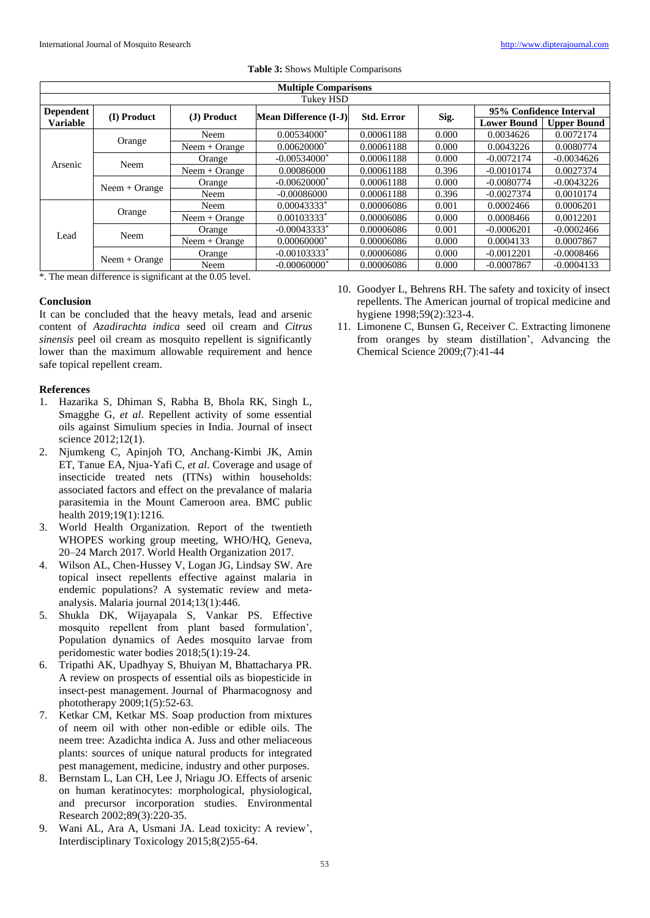**Table 3:** Shows Multiple Comparisons

| Multiple Comparisons | | | | | | | |
|---|---|---|---|---|---|---|---|
| Tukey HSD | | | | | | | |
| Dependent Variable | (I) Product | (J) Product | Mean Difference (I-J) | Std. Error | Sig. | 95% Confidence Interval | |
| | | | | | | Lower Bound | Upper Bound |
| Arsenic | Orange | Neem | 0.00534000* | 0.00061188 | 0.000 | 0.0034626 | 0.0072174 |
| | | Neem + Orange | 0.00620000* | 0.00061188 | 0.000 | 0.0043226 | 0.0080774 |
| | Neem | Orange | -0.00534000* | 0.00061188 | 0.000 | -0.0072174 | -0.0034626 |
| | | Neem + Orange | 0.00086000 | 0.00061188 | 0.396 | -0.0010174 | 0.0027374 |
| | Neem + Orange | Orange | -0.00620000* | 0.00061188 | 0.000 | -0.0080774 | -0.0043226 |
| | | Neem | -0.00086000 | 0.00061188 | 0.396 | -0.0027374 | 0.0010174 |
| Lead | Orange | Neem | 0.00043333* | 0.00006086 | 0.001 | 0.0002466 | 0.0006201 |
| | | Neem + Orange | 0.00103333* | 0.00006086 | 0.000 | 0.0008466 | 0.0012201 |
| | Neem | Orange | -0.00043333* | 0.00006086 | 0.001 | -0.0006201 | -0.0002466 |
| | | Neem + Orange | 0.00060000* | 0.00006086 | 0.000 | 0.0004133 | 0.0007867 |
| | Neem + Orange | Orange | -0.00103333* | 0.00006086 | 0.000 | -0.0012201 | -0.0008466 |
| | | Neem | -0.00060000* | 0.00006086 | 0.000 | -0.0007867 | -0.0004133 |

*. The mean difference is significant at the 0.05 level.

## Conclusion

It can be concluded that the heavy metals, lead and arsenic content of *Azadirachta indica* seed oil cream and *Citrus sinensis* peel oil cream as mosquito repellent is significantly lower than the maximum allowable requirement and hence safe topical repellent cream.

## References

1. Hazarika S, Dhiman S, Rabha B, Bhola RK, Singh L, Smagghe G, *et al*. Repellent activity of some essential oils against Simulium species in India. Journal of insect science 2012;12(1).
2. Njumkeng C, Apinjoh TO, Anchang-Kimbi JK, Amin ET, Tanue EA, Njua-Yafi C, *et al*. Coverage and usage of insecticide treated nets (ITNs) within households: associated factors and effect on the prevalance of malaria parasitemia in the Mount Cameroon area. BMC public health 2019;19(1):1216.
3. World Health Organization. Report of the twentieth WHOPES working group meeting, WHO/HQ, Geneva, 20–24 March 2017. World Health Organization 2017.
4. Wilson AL, Chen-Hussey V, Logan JG, Lindsay SW. Are topical insect repellents effective against malaria in endemic populations? A systematic review and meta-analysis. Malaria journal 2014;13(1):446.
5. Shukla DK, Wijayapala S, Vankar PS. Effective mosquito repellent from plant based formulation', Population dynamics of Aedes mosquito larvae from peridomestic water bodies 2018;5(1):19-24.
6. Tripathi AK, Upadhyay S, Bhuiyan M, Bhattacharya PR. A review on prospects of essential oils as biopesticide in insect-pest management. Journal of Pharmacognosy and phototherapy 2009;1(5):52-63.
7. Ketkar CM, Ketkar MS. Soap production from mixtures of neem oil with other non-edible or edible oils. The neem tree: Azadichta indica A. Juss and other meliaceous plants: sources of unique natural products for integrated pest management, medicine, industry and other purposes.
8. Bernstam L, Lan CH, Lee J, Nriagu JO. Effects of arsenic on human keratinocytes: morphological, physiological, and precursor incorporation studies. Environmental Research 2002;89(3):220-35.
9. Wani AL, Ara A, Usmani JA. Lead toxicity: A review', Interdisciplinary Toxicology 2015;8(2)55-64.
10. Goodyer L, Behrens RH. The safety and toxicity of insect repellents. The American journal of tropical medicine and hygiene 1998;59(2):323-4.
11. Limonene C, Bunsen G, Receiver C. Extracting limonene from oranges by steam distillation', Advancing the Chemical Science 2009;(7):41-44